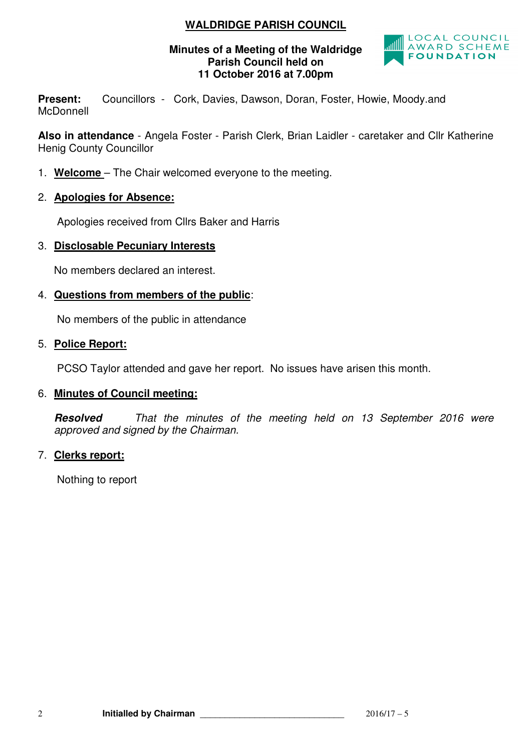# WALDRIDGE PARISH COUNCIL

**Minutes of a Meeting of the Waldridge Parish Council held on 11 October 2016 at 7.00pm**

LOCAL COUNCIL AWARD SCHEME FOUNDATION

**Present:** Councillors - Cork, Davies, Dawson, Doran, Foster, Howie, Moody.and McDonnell

**Also in attendance** - Angela Foster - Parish Clerk, Brian Laidler - caretaker and Cllr Katherine Henig County Councillor

1. **Welcome** – The Chair welcomed everyone to the meeting.

2. **Apologies for Absence:**

   Apologies received from Cllrs Baker and Harris

3. **Disclosable Pecuniary Interests**

   No members declared an interest.

4. **Questions from members of the public**:

   No members of the public in attendance

5. **Police Report:**

   PCSO Taylor attended and gave her report. No issues have arisen this month.

6. **Minutes of Council meeting:**

   ***Resolved*** *That the minutes of the meeting held on 13 September 2016 were approved and signed by the Chairman.*

7. **Clerks report:**

   Nothing to report

**Initialled by Chairman** ______________________________ 2016/17 – 5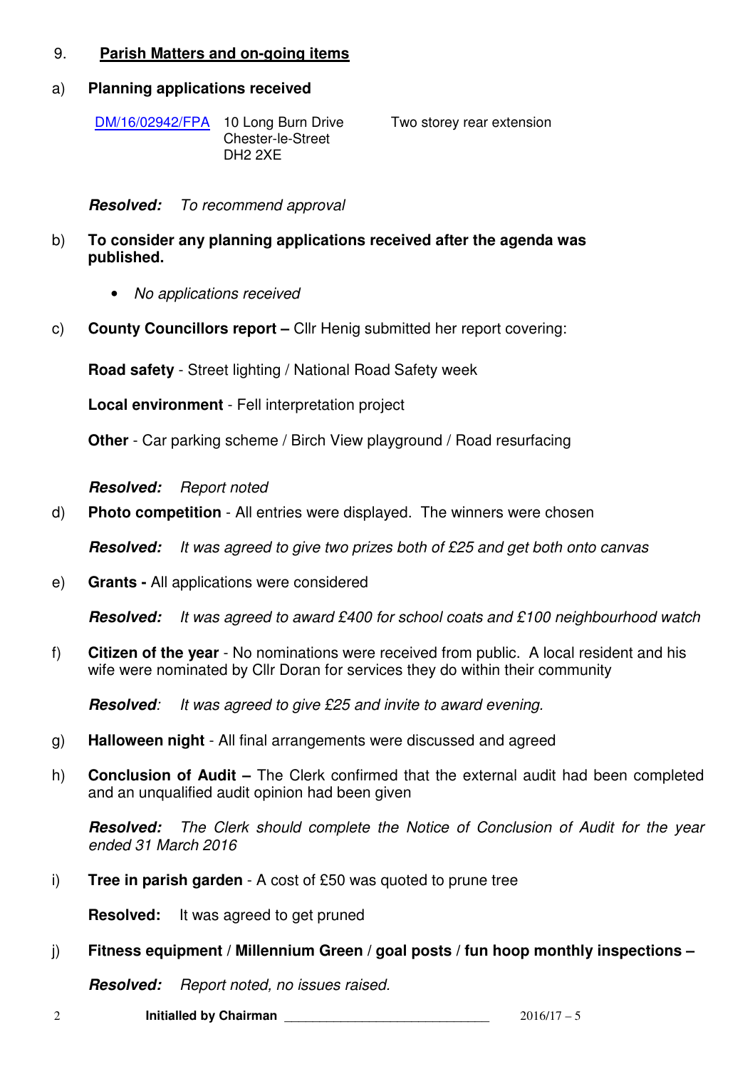9. **Parish Matters and on-going items**

a) **Planning applications received**

| | | |
|---|---|---|
| DM/16/02942/FPA | 10 Long Burn Drive<br>Chester-le-Street<br>DH2 2XE | Two storey rear extension |

***Resolved:*** *To recommend approval*

b) **To consider any planning applications received after the agenda was published.**

- *No applications received*

c) **County Councillors report –** Cllr Henig submitted her report covering:

**Road safety** - Street lighting / National Road Safety week

**Local environment** - Fell interpretation project

**Other** - Car parking scheme / Birch View playground / Road resurfacing

***Resolved:*** *Report noted*

d) **Photo competition** - All entries were displayed. The winners were chosen

***Resolved:*** *It was agreed to give two prizes both of £25 and get both onto canvas*

e) **Grants -** All applications were considered

***Resolved:*** *It was agreed to award £400 for school coats and £100 neighbourhood watch*

f) **Citizen of the year** - No nominations were received from public. A local resident and his wife were nominated by Cllr Doran for services they do within their community

***Resolved****:* *It was agreed to give £25 and invite to award evening.*

g) **Halloween night** - All final arrangements were discussed and agreed

h) **Conclusion of Audit –** The Clerk confirmed that the external audit had been completed and an unqualified audit opinion had been given

***Resolved:*** *The Clerk should complete the Notice of Conclusion of Audit for the year ended 31 March 2016*

i) **Tree in parish garden** - A cost of £50 was quoted to prune tree

**Resolved:** It was agreed to get pruned

j) **Fitness equipment / Millennium Green / goal posts / fun hoop monthly inspections –**

***Resolved:*** *Report noted, no issues raised.*

**Initialled by Chairman** ______________________________ 2016/17 – 5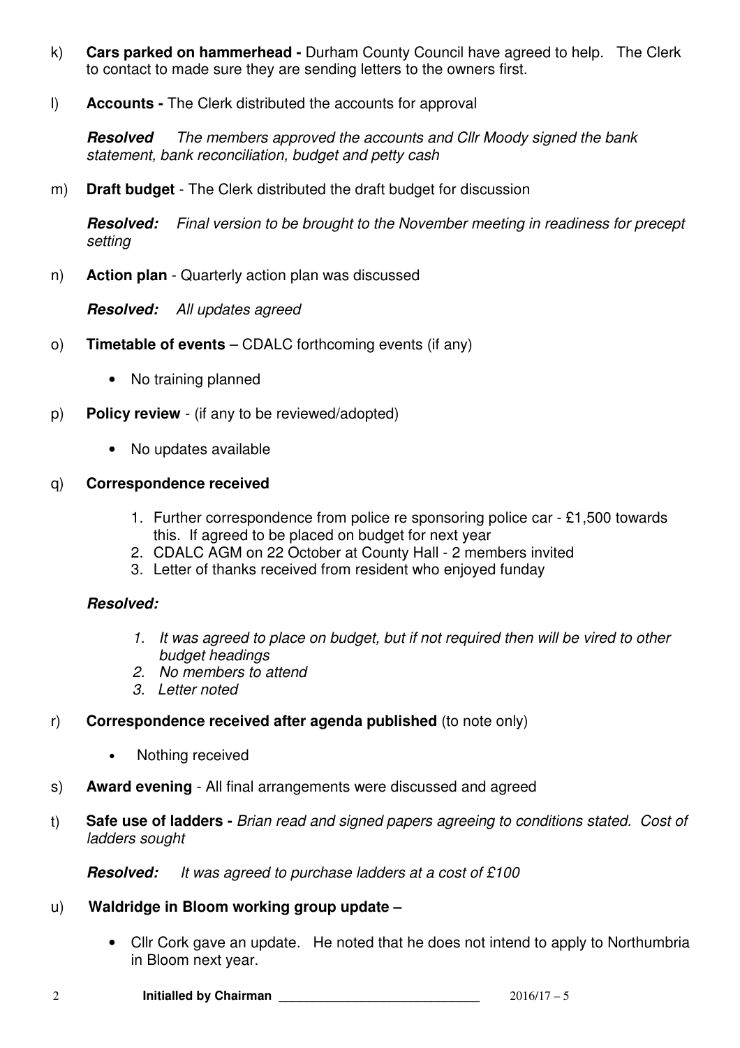k) **Cars parked on hammerhead -** Durham County Council have agreed to help. The Clerk to contact to made sure they are sending letters to the owners first.

l) **Accounts -** The Clerk distributed the accounts for approval

***Resolved*** *The members approved the accounts and Cllr Moody signed the bank statement, bank reconciliation, budget and petty cash*

m) **Draft budget** - The Clerk distributed the draft budget for discussion

***Resolved:*** *Final version to be brought to the November meeting in readiness for precept setting*

n) **Action plan** - Quarterly action plan was discussed

***Resolved:*** *All updates agreed*

o) **Timetable of events** – CDALC forthcoming events (if any)

- No training planned

p) **Policy review** - (if any to be reviewed/adopted)

- No updates available

q) **Correspondence received**

1. Further correspondence from police re sponsoring police car - £1,500 towards this. If agreed to be placed on budget for next year
2. CDALC AGM on 22 October at County Hall - 2 members invited
3. Letter of thanks received from resident who enjoyed funday

***Resolved:***

1. *It was agreed to place on budget, but if not required then will be vired to other budget headings*
2. *No members to attend*
3. *Letter noted*

r) **Correspondence received after agenda published** (to note only)

- Nothing received

s) **Award evening** - All final arrangements were discussed and agreed

t) **Safe use of ladders -** *Brian read and signed papers agreeing to conditions stated. Cost of ladders sought*

***Resolved:*** *It was agreed to purchase ladders at a cost of £100*

u) **Waldridge in Bloom working group update –**

- Cllr Cork gave an update. He noted that he does not intend to apply to Northumbria in Bloom next year.

**Initialled by Chairman** ____________________________ 2016/17 – 5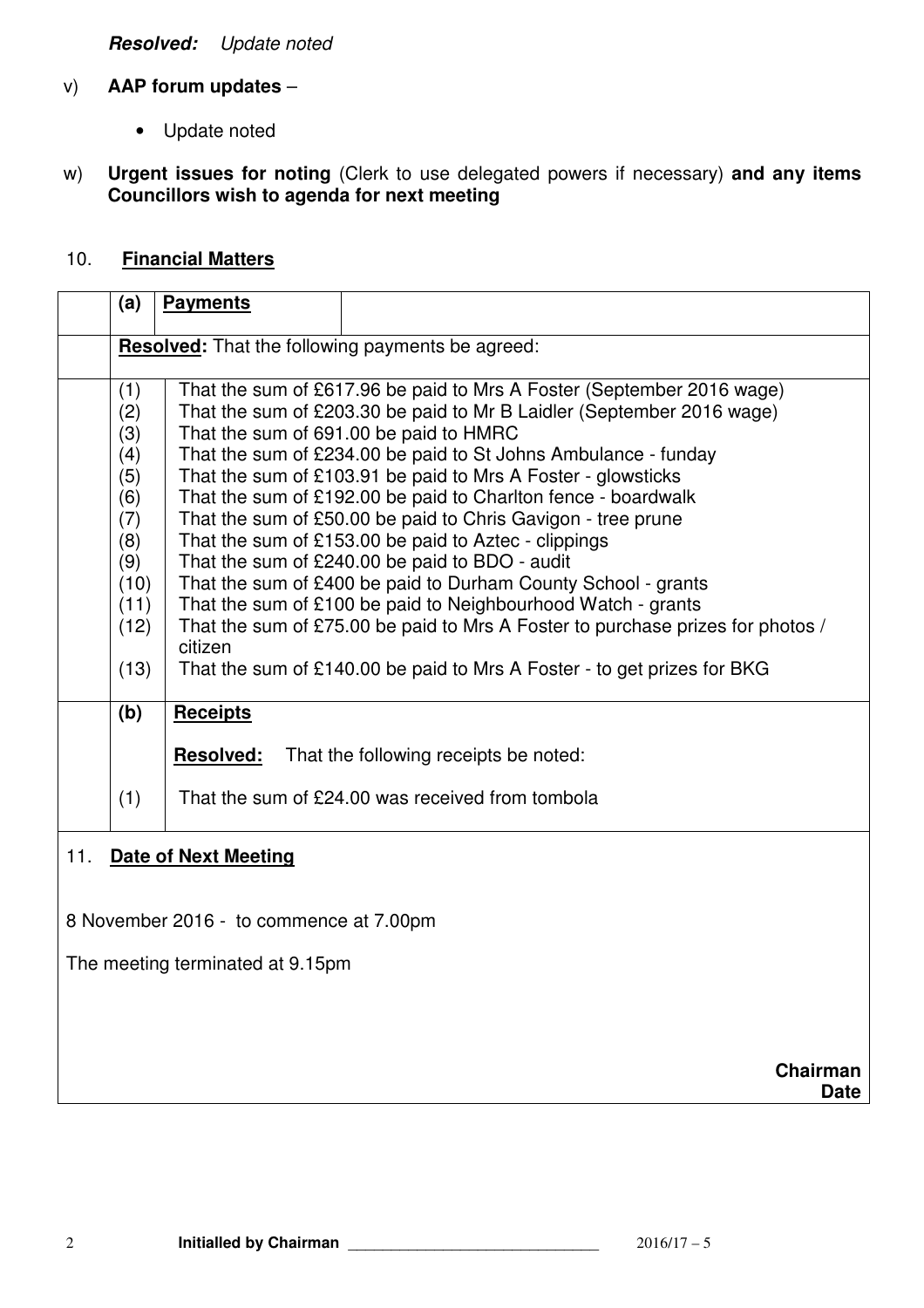***Resolved:*** *Update noted*

v) **AAP forum updates** –

- Update noted

w) **Urgent issues for noting** (Clerk to use delegated powers if necessary) **and any items Councillors wish to agenda for next meeting**

10. **Financial Matters**

| | | |
|---|---|---|
| **(a)** | **Payments** | |
| **Resolved:** That the following payments be agreed: | | |
| (1) | That the sum of £617.96 be paid to Mrs A Foster (September 2016 wage) | |
| (2) | That the sum of £203.30 be paid to Mr B Laidler (September 2016 wage) | |
| (3) | That the sum of 691.00 be paid to HMRC | |
| (4) | That the sum of £234.00 be paid to St Johns Ambulance - funday | |
| (5) | That the sum of £103.91 be paid to Mrs A Foster - glowsticks | |
| (6) | That the sum of £192.00 be paid to Charlton fence - boardwalk | |
| (7) | That the sum of £50.00 be paid to Chris Gavigon - tree prune | |
| (8) | That the sum of £153.00 be paid to Aztec - clippings | |
| (9) | That the sum of £240.00 be paid to BDO - audit | |
| (10) | That the sum of £400 be paid to Durham County School - grants | |
| (11) | That the sum of £100 be paid to Neighbourhood Watch - grants | |
| (12) | That the sum of £75.00 be paid to Mrs A Foster to purchase prizes for photos / citizen | |
| (13) | That the sum of £140.00 be paid to Mrs A Foster - to get prizes for BKG | |
| **(b)** | **Receipts** | |
| | **Resolved:** That the following receipts be noted: | |
| (1) | That the sum of £24.00 was received from tombola | |

11. **Date of Next Meeting**

8 November 2016 - to commence at 7.00pm

The meeting terminated at 9.15pm

**Chairman**

**Date**

**Initialled by Chairman** ______________________________

2016/17 – 5